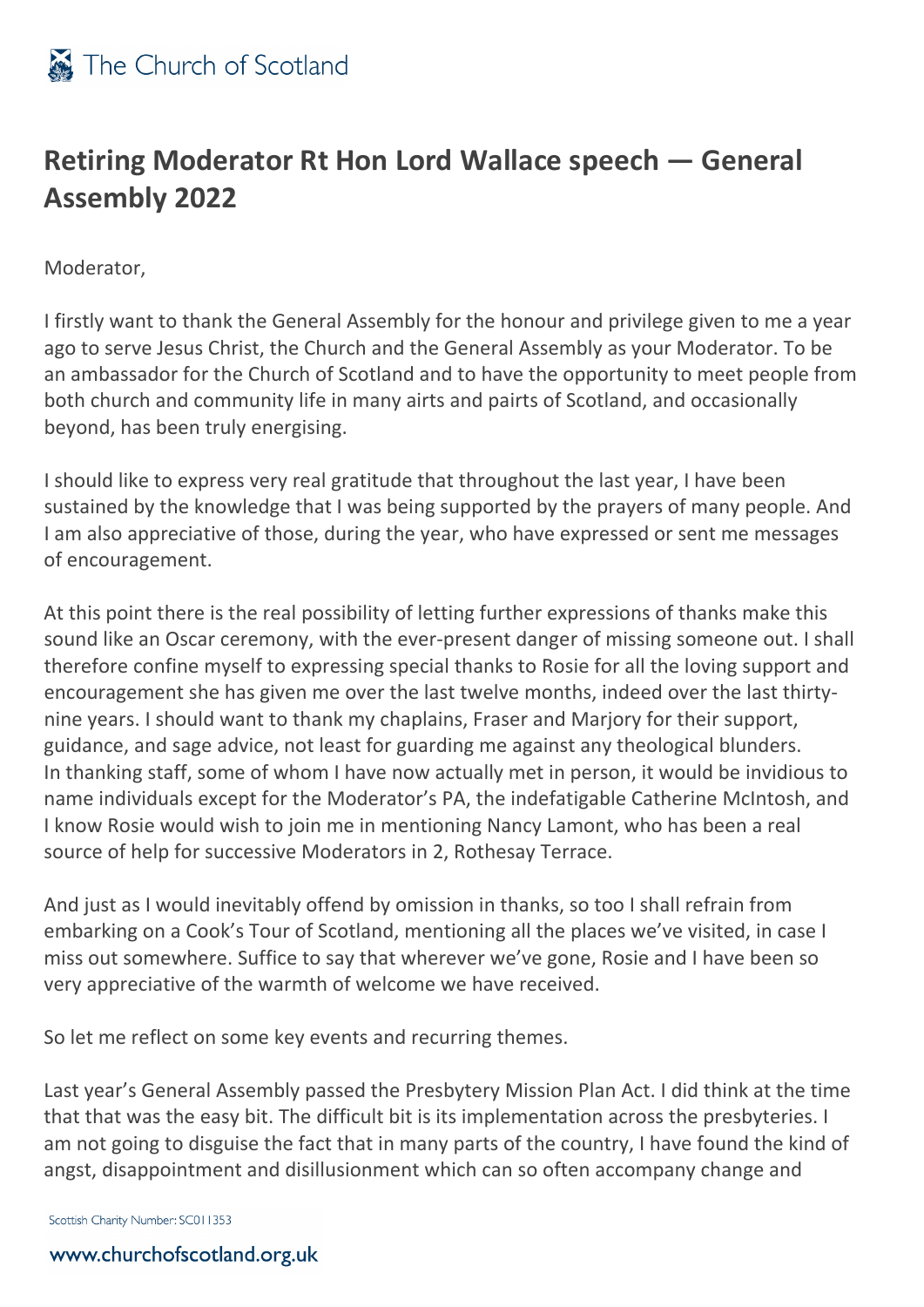# Retiring Moderator Rt Hon Lord Wallace speech — General Assembly 2022

Moderator,

I firstly want to thank the General Assembly for the honour and privilege given to me a year ago to serve Jesus Christ, the Church and the General Assembly as your Moderator. To be an ambassador for the Church of Scotland and to have the opportunity to meet people from both church and community life in many airts and pairts of Scotland, and occasionally beyond, has been truly energising.

I should like to express very real gratitude that throughout the last year, I have been sustained by the knowledge that I was being supported by the prayers of many people. And I am also appreciative of those, during the year, who have expressed or sent me messages of encouragement.

At this point there is the real possibility of letting further expressions of thanks make this sound like an Oscar ceremony, with the ever-present danger of missing someone out. I shall therefore confine myself to expressing special thanks to Rosie for all the loving support and encouragement she has given me over the last twelve months, indeed over the last thirty-nine years. I should want to thank my chaplains, Fraser and Marjory for their support, guidance, and sage advice, not least for guarding me against any theological blunders. In thanking staff, some of whom I have now actually met in person, it would be invidious to name individuals except for the Moderator's PA, the indefatigable Catherine McIntosh, and I know Rosie would wish to join me in mentioning Nancy Lamont, who has been a real source of help for successive Moderators in 2, Rothesay Terrace.

And just as I would inevitably offend by omission in thanks, so too I shall refrain from embarking on a Cook's Tour of Scotland, mentioning all the places we've visited, in case I miss out somewhere. Suffice to say that wherever we've gone, Rosie and I have been so very appreciative of the warmth of welcome we have received.

So let me reflect on some key events and recurring themes.

Last year's General Assembly passed the Presbytery Mission Plan Act. I did think at the time that that was the easy bit. The difficult bit is its implementation across the presbyteries. I am not going to disguise the fact that in many parts of the country, I have found the kind of angst, disappointment and disillusionment which can so often accompany change and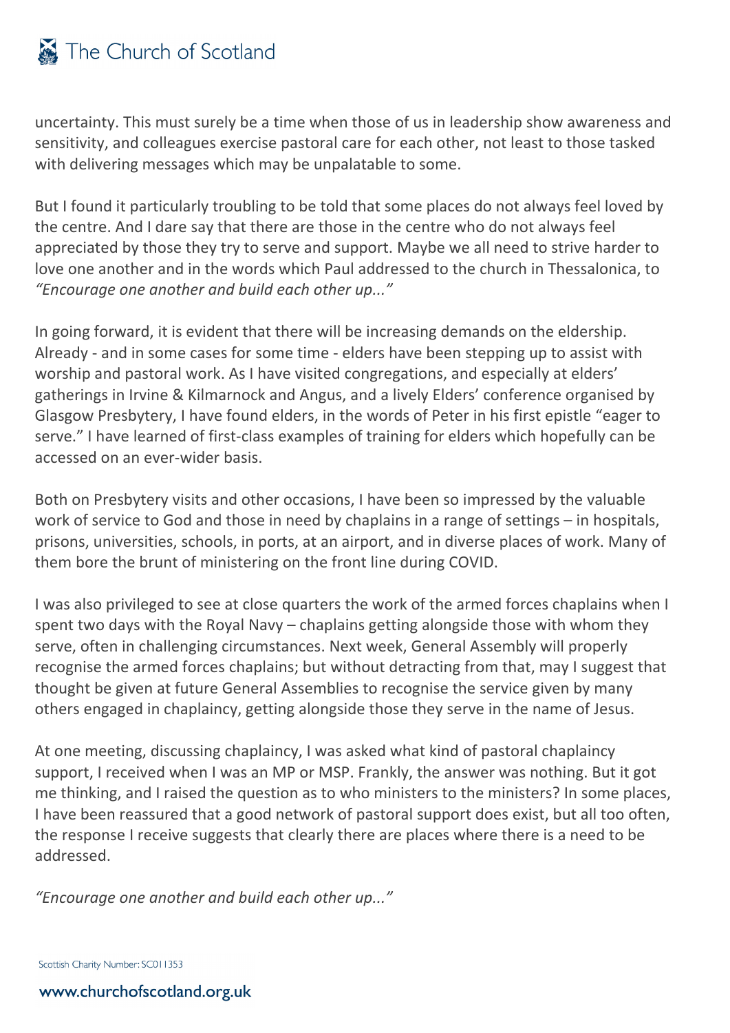uncertainty. This must surely be a time when those of us in leadership show awareness and sensitivity, and colleagues exercise pastoral care for each other, not least to those tasked with delivering messages which may be unpalatable to some.

But I found it particularly troubling to be told that some places do not always feel loved by the centre. And I dare say that there are those in the centre who do not always feel appreciated by those they try to serve and support. Maybe we all need to strive harder to love one another and in the words which Paul addressed to the church in Thessalonica, to *"Encourage one another and build each other up..."*

In going forward, it is evident that there will be increasing demands on the eldership. Already - and in some cases for some time - elders have been stepping up to assist with worship and pastoral work. As I have visited congregations, and especially at elders' gatherings in Irvine & Kilmarnock and Angus, and a lively Elders' conference organised by Glasgow Presbytery, I have found elders, in the words of Peter in his first epistle "eager to serve." I have learned of first-class examples of training for elders which hopefully can be accessed on an ever-wider basis.

Both on Presbytery visits and other occasions, I have been so impressed by the valuable work of service to God and those in need by chaplains in a range of settings – in hospitals, prisons, universities, schools, in ports, at an airport, and in diverse places of work. Many of them bore the brunt of ministering on the front line during COVID.

I was also privileged to see at close quarters the work of the armed forces chaplains when I spent two days with the Royal Navy – chaplains getting alongside those with whom they serve, often in challenging circumstances. Next week, General Assembly will properly recognise the armed forces chaplains; but without detracting from that, may I suggest that thought be given at future General Assemblies to recognise the service given by many others engaged in chaplaincy, getting alongside those they serve in the name of Jesus.

At one meeting, discussing chaplaincy, I was asked what kind of pastoral chaplaincy support, I received when I was an MP or MSP. Frankly, the answer was nothing. But it got me thinking, and I raised the question as to who ministers to the ministers? In some places, I have been reassured that a good network of pastoral support does exist, but all too often, the response I receive suggests that clearly there are places where there is a need to be addressed.

*"Encourage one another and build each other up..."*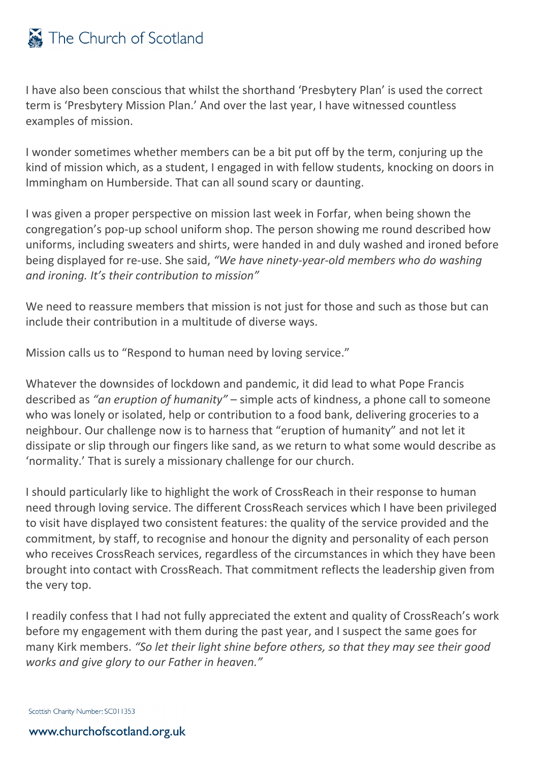I have also been conscious that whilst the shorthand 'Presbytery Plan' is used the correct term is 'Presbytery Mission Plan.' And over the last year, I have witnessed countless examples of mission.

I wonder sometimes whether members can be a bit put off by the term, conjuring up the kind of mission which, as a student, I engaged in with fellow students, knocking on doors in Immingham on Humberside. That can all sound scary or daunting.

I was given a proper perspective on mission last week in Forfar, when being shown the congregation's pop-up school uniform shop. The person showing me round described how uniforms, including sweaters and shirts, were handed in and duly washed and ironed before being displayed for re-use. She said, *"We have ninety-year-old members who do washing and ironing. It's their contribution to mission"*

We need to reassure members that mission is not just for those and such as those but can include their contribution in a multitude of diverse ways.

Mission calls us to "Respond to human need by loving service."

Whatever the downsides of lockdown and pandemic, it did lead to what Pope Francis described as *"an eruption of humanity"* – simple acts of kindness, a phone call to someone who was lonely or isolated, help or contribution to a food bank, delivering groceries to a neighbour. Our challenge now is to harness that "eruption of humanity" and not let it dissipate or slip through our fingers like sand, as we return to what some would describe as 'normality.' That is surely a missionary challenge for our church.

I should particularly like to highlight the work of CrossReach in their response to human need through loving service. The different CrossReach services which I have been privileged to visit have displayed two consistent features: the quality of the service provided and the commitment, by staff, to recognise and honour the dignity and personality of each person who receives CrossReach services, regardless of the circumstances in which they have been brought into contact with CrossReach. That commitment reflects the leadership given from the very top.

I readily confess that I had not fully appreciated the extent and quality of CrossReach's work before my engagement with them during the past year, and I suspect the same goes for many Kirk members. *"So let their light shine before others, so that they may see their good works and give glory to our Father in heaven."*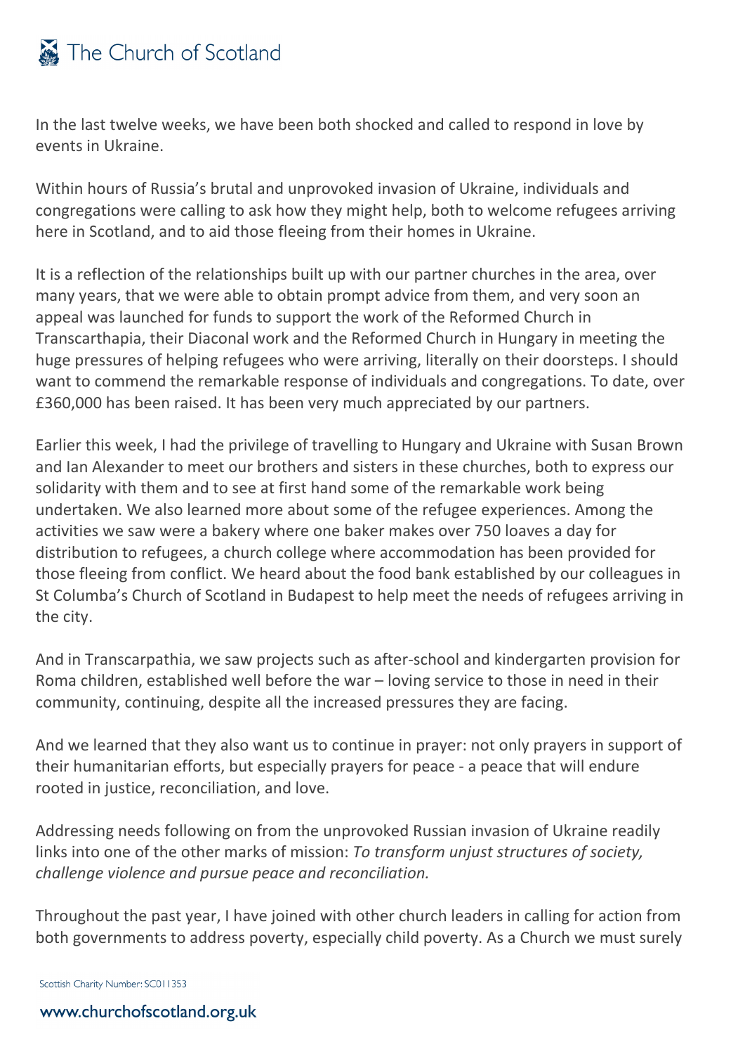In the last twelve weeks, we have been both shocked and called to respond in love by events in Ukraine.

Within hours of Russia's brutal and unprovoked invasion of Ukraine, individuals and congregations were calling to ask how they might help, both to welcome refugees arriving here in Scotland, and to aid those fleeing from their homes in Ukraine.

It is a reflection of the relationships built up with our partner churches in the area, over many years, that we were able to obtain prompt advice from them, and very soon an appeal was launched for funds to support the work of the Reformed Church in Transcarthapia, their Diaconal work and the Reformed Church in Hungary in meeting the huge pressures of helping refugees who were arriving, literally on their doorsteps. I should want to commend the remarkable response of individuals and congregations. To date, over £360,000 has been raised. It has been very much appreciated by our partners.

Earlier this week, I had the privilege of travelling to Hungary and Ukraine with Susan Brown and Ian Alexander to meet our brothers and sisters in these churches, both to express our solidarity with them and to see at first hand some of the remarkable work being undertaken. We also learned more about some of the refugee experiences. Among the activities we saw were a bakery where one baker makes over 750 loaves a day for distribution to refugees, a church college where accommodation has been provided for those fleeing from conflict. We heard about the food bank established by our colleagues in St Columba's Church of Scotland in Budapest to help meet the needs of refugees arriving in the city.

And in Transcarpathia, we saw projects such as after-school and kindergarten provision for Roma children, established well before the war – loving service to those in need in their community, continuing, despite all the increased pressures they are facing.

And we learned that they also want us to continue in prayer: not only prayers in support of their humanitarian efforts, but especially prayers for peace - a peace that will endure rooted in justice, reconciliation, and love.

Addressing needs following on from the unprovoked Russian invasion of Ukraine readily links into one of the other marks of mission: *To transform unjust structures of society, challenge violence and pursue peace and reconciliation.*

Throughout the past year, I have joined with other church leaders in calling for action from both governments to address poverty, especially child poverty. As a Church we must surely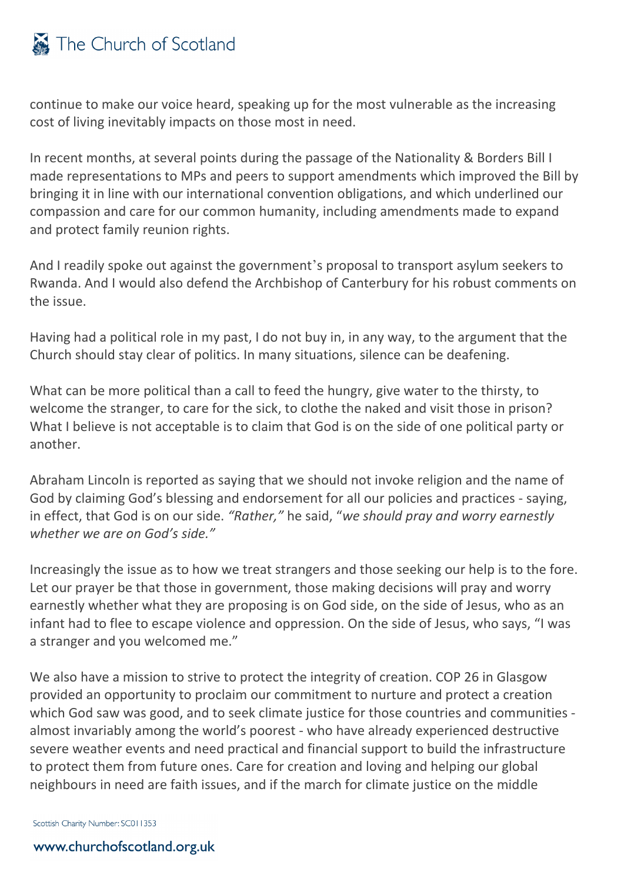continue to make our voice heard, speaking up for the most vulnerable as the increasing cost of living inevitably impacts on those most in need.

In recent months, at several points during the passage of the Nationality & Borders Bill I made representations to MPs and peers to support amendments which improved the Bill by bringing it in line with our international convention obligations, and which underlined our compassion and care for our common humanity, including amendments made to expand and protect family reunion rights.

And I readily spoke out against the government's proposal to transport asylum seekers to Rwanda. And I would also defend the Archbishop of Canterbury for his robust comments on the issue.

Having had a political role in my past, I do not buy in, in any way, to the argument that the Church should stay clear of politics. In many situations, silence can be deafening.

What can be more political than a call to feed the hungry, give water to the thirsty, to welcome the stranger, to care for the sick, to clothe the naked and visit those in prison? What I believe is not acceptable is to claim that God is on the side of one political party or another.

Abraham Lincoln is reported as saying that we should not invoke religion and the name of God by claiming God's blessing and endorsement for all our policies and practices - saying, in effect, that God is on our side. *"Rather,"* he said, "*we should pray and worry earnestly whether we are on God's side."*

Increasingly the issue as to how we treat strangers and those seeking our help is to the fore. Let our prayer be that those in government, those making decisions will pray and worry earnestly whether what they are proposing is on God side, on the side of Jesus, who as an infant had to flee to escape violence and oppression. On the side of Jesus, who says, "I was a stranger and you welcomed me."

We also have a mission to strive to protect the integrity of creation. COP 26 in Glasgow provided an opportunity to proclaim our commitment to nurture and protect a creation which God saw was good, and to seek climate justice for those countries and communities - almost invariably among the world's poorest - who have already experienced destructive severe weather events and need practical and financial support to build the infrastructure to protect them from future ones. Care for creation and loving and helping our global neighbours in need are faith issues, and if the march for climate justice on the middle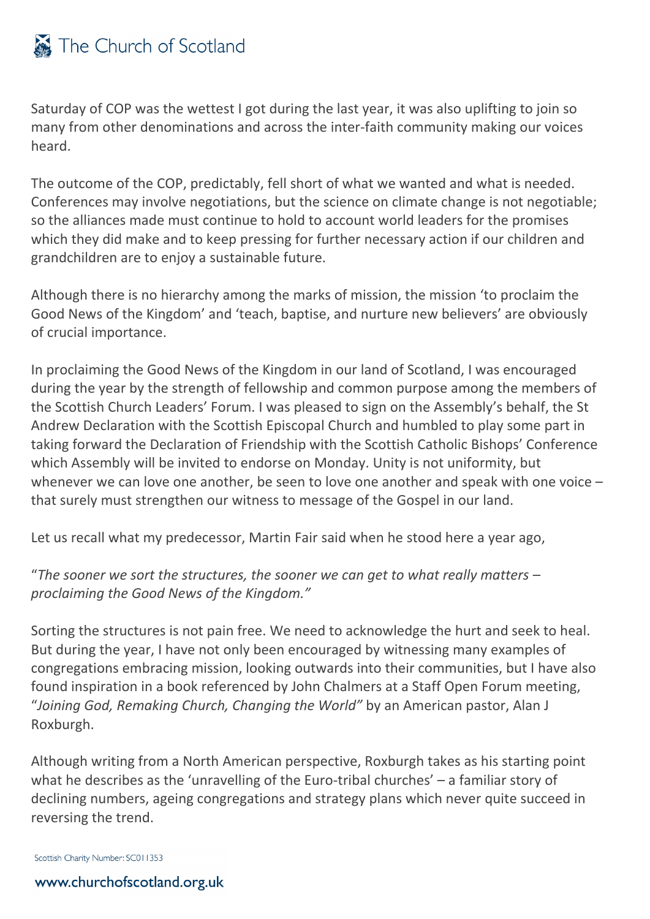Saturday of COP was the wettest I got during the last year, it was also uplifting to join so many from other denominations and across the inter-faith community making our voices heard.

The outcome of the COP, predictably, fell short of what we wanted and what is needed. Conferences may involve negotiations, but the science on climate change is not negotiable; so the alliances made must continue to hold to account world leaders for the promises which they did make and to keep pressing for further necessary action if our children and grandchildren are to enjoy a sustainable future.

Although there is no hierarchy among the marks of mission, the mission 'to proclaim the Good News of the Kingdom' and 'teach, baptise, and nurture new believers' are obviously of crucial importance.

In proclaiming the Good News of the Kingdom in our land of Scotland, I was encouraged during the year by the strength of fellowship and common purpose among the members of the Scottish Church Leaders' Forum. I was pleased to sign on the Assembly's behalf, the St Andrew Declaration with the Scottish Episcopal Church and humbled to play some part in taking forward the Declaration of Friendship with the Scottish Catholic Bishops' Conference which Assembly will be invited to endorse on Monday. Unity is not uniformity, but whenever we can love one another, be seen to love one another and speak with one voice – that surely must strengthen our witness to message of the Gospel in our land.

Let us recall what my predecessor, Martin Fair said when he stood here a year ago,

"*The sooner we sort the structures, the sooner we can get to what really matters – proclaiming the Good News of the Kingdom."*

Sorting the structures is not pain free. We need to acknowledge the hurt and seek to heal. But during the year, I have not only been encouraged by witnessing many examples of congregations embracing mission, looking outwards into their communities, but I have also found inspiration in a book referenced by John Chalmers at a Staff Open Forum meeting, "*Joining God, Remaking Church, Changing the World"* by an American pastor, Alan J Roxburgh.

Although writing from a North American perspective, Roxburgh takes as his starting point what he describes as the 'unravelling of the Euro-tribal churches' – a familiar story of declining numbers, ageing congregations and strategy plans which never quite succeed in reversing the trend.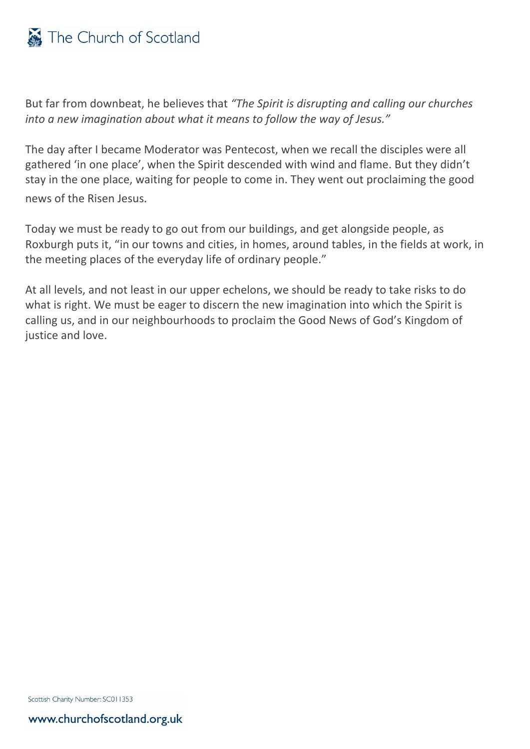But far from downbeat, he believes that *"The Spirit is disrupting and calling our churches into a new imagination about what it means to follow the way of Jesus."*

The day after I became Moderator was Pentecost, when we recall the disciples were all gathered 'in one place', when the Spirit descended with wind and flame. But they didn't stay in the one place, waiting for people to come in. They went out proclaiming the good news of the Risen Jesus.

Today we must be ready to go out from our buildings, and get alongside people, as Roxburgh puts it, "in our towns and cities, in homes, around tables, in the fields at work, in the meeting places of the everyday life of ordinary people."

At all levels, and not least in our upper echelons, we should be ready to take risks to do what is right. We must be eager to discern the new imagination into which the Spirit is calling us, and in our neighbourhoods to proclaim the Good News of God's Kingdom of justice and love.